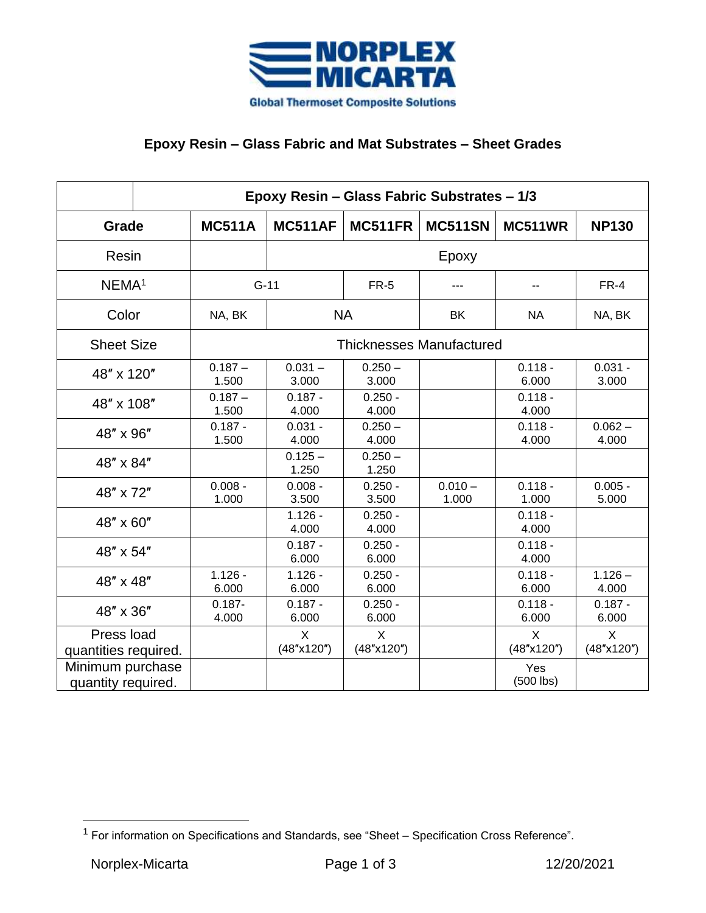# Epoxy Resin – Glass Fabric and Mat Substrates – Sheet Grades

| | Epoxy Resin – Glass Fabric Substrates – 1/3 | | | | | |
|---|---|---|---|---|---|---|
| **Grade** | **MC511A** | **MC511AF** | **MC511FR** | **MC511SN** | **MC511WR** | **NP130** |
| Resin | | Epoxy | | | | |
| NEMA[1] | G-11 | | FR-5 | --- | -- | FR-4 |
| Color | NA, BK | NA | | BK | NA | NA, BK |
| Sheet Size | Thicknesses Manufactured | | | | | |
| 48″ x 120″ | 0.187 – 1.500 | 0.031 – 3.000 | 0.250 – 3.000 | | 0.118 - 6.000 | 0.031 - 3.000 |
| 48″ x 108″ | 0.187 – 1.500 | 0.187 - 4.000 | 0.250 - 4.000 | | 0.118 - 4.000 | |
| 48″ x 96″ | 0.187 - 1.500 | 0.031 - 4.000 | 0.250 – 4.000 | | 0.118 - 4.000 | 0.062 – 4.000 |
| 48″ x 84″ | | 0.125 – 1.250 | 0.250 – 1.250 | | | |
| 48″ x 72″ | 0.008 - 1.000 | 0.008 - 3.500 | 0.250 - 3.500 | 0.010 – 1.000 | 0.118 - 1.000 | 0.005 - 5.000 |
| 48″ x 60″ | | 1.126 - 4.000 | 0.250 - 4.000 | | 0.118 - 4.000 | |
| 48″ x 54″ | | 0.187 - 6.000 | 0.250 - 6.000 | | 0.118 - 4.000 | |
| 48″ x 48″ | 1.126 - 6.000 | 1.126 - 6.000 | 0.250 - 6.000 | | 0.118 - 6.000 | 1.126 – 4.000 |
| 48″ x 36″ | 0.187- 4.000 | 0.187 - 6.000 | 0.250 - 6.000 | | 0.118 - 6.000 | 0.187 - 6.000 |
| Press load quantities required. | | X (48″x120″) | X (48″x120″) | | X (48″x120″) | X (48″x120″) |
| Minimum purchase quantity required. | | | | | Yes (500 lbs) | |

[1] For information on Specifications and Standards, see "Sheet – Specification Cross Reference".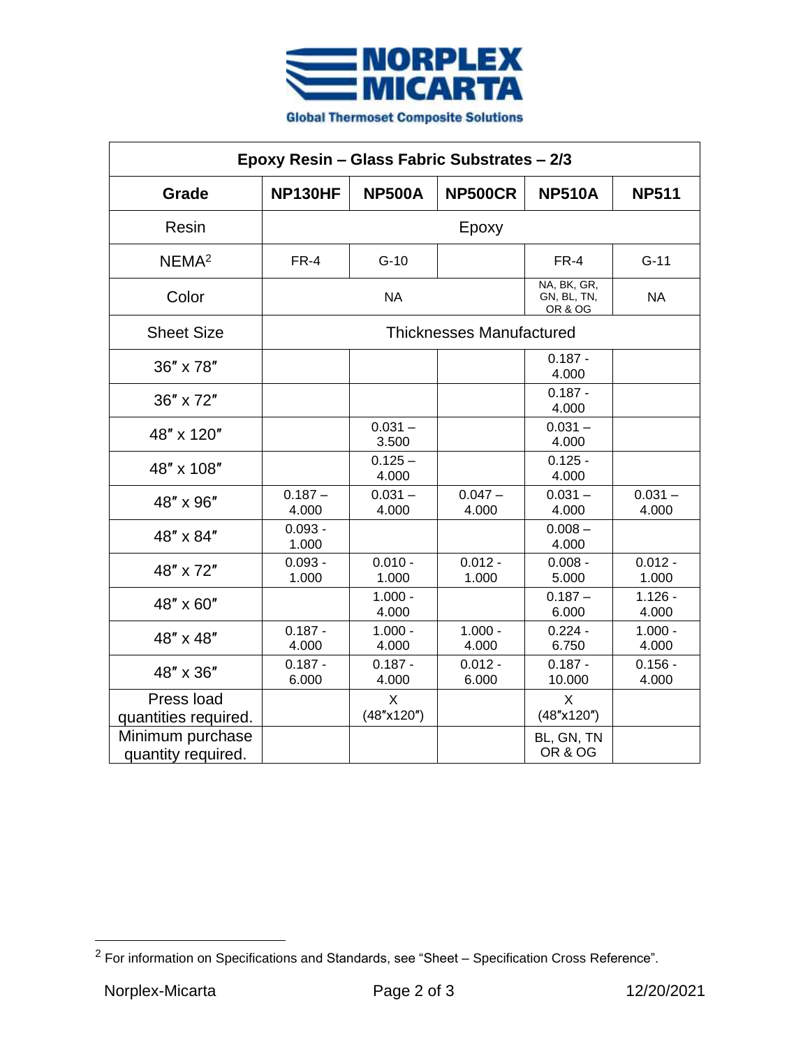**NORPLEX MICARTA**

Global Thermoset Composite Solutions

| Epoxy Resin – Glass Fabric Substrates – 2/3 | | | | | |
|---|---|---|---|---|---|
| **Grade** | **NP130HF** | **NP500A** | **NP500CR** | **NP510A** | **NP511** |
| Resin | Epoxy | | | | |
| NEMA[2] | FR-4 | G-10 | | FR-4 | G-11 |
| Color | NA | | | NA, BK, GR, GN, BL, TN, OR & OG | NA |
| Sheet Size | Thicknesses Manufactured | | | | |
| 36″ x 78″ | | | | 0.187 - 4.000 | |
| 36″ x 72″ | | | | 0.187 - 4.000 | |
| 48″ x 120″ | | 0.031 – 3.500 | | 0.031 – 4.000 | |
| 48″ x 108″ | | 0.125 – 4.000 | | 0.125 - 4.000 | |
| 48″ x 96″ | 0.187 – 4.000 | 0.031 – 4.000 | 0.047 – 4.000 | 0.031 – 4.000 | 0.031 – 4.000 |
| 48″ x 84″ | 0.093 - 1.000 | | | 0.008 – 4.000 | |
| 48″ x 72″ | 0.093 - 1.000 | 0.010 - 1.000 | 0.012 - 1.000 | 0.008 - 5.000 | 0.012 - 1.000 |
| 48″ x 60″ | | 1.000 - 4.000 | | 0.187 – 6.000 | 1.126 - 4.000 |
| 48″ x 48″ | 0.187 - 4.000 | 1.000 - 4.000 | 1.000 - 4.000 | 0.224 - 6.750 | 1.000 - 4.000 |
| 48″ x 36″ | 0.187 - 6.000 | 0.187 - 4.000 | 0.012 - 6.000 | 0.187 - 10.000 | 0.156 - 4.000 |
| Press load quantities required. | | X (48″x120″) | | X (48″x120″) | |
| Minimum purchase quantity required. | | | | BL, GN, TN OR & OG | |

[2] For information on Specifications and Standards, see "Sheet – Specification Cross Reference".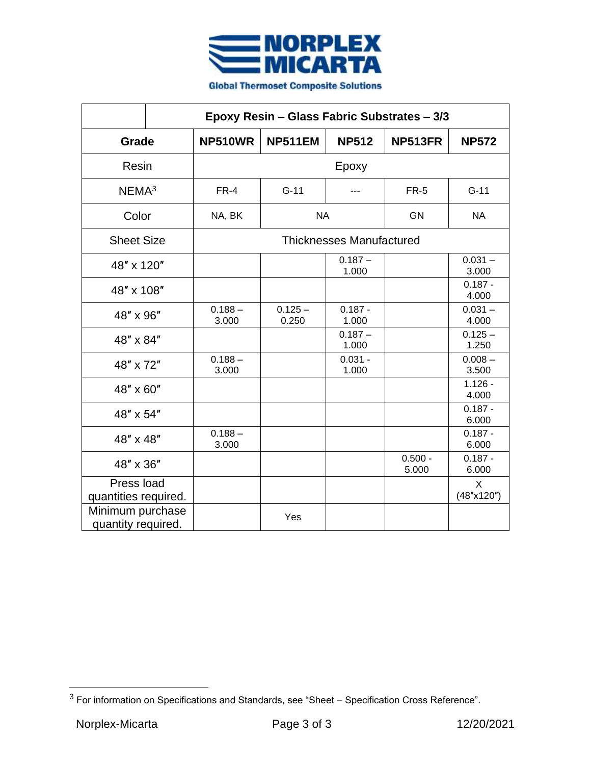**NORPLEX MICARTA**

Global Thermoset Composite Solutions

| Epoxy Resin – Glass Fabric Substrates – 3/3 | | | | | |
|---|---|---|---|---|---|
| **Grade** | **NP510WR** | **NP511EM** | **NP512** | **NP513FR** | **NP572** |
| Resin | Epoxy | | | | |
| NEMA[3] | FR-4 | G-11 | --- | FR-5 | G-11 |
| Color | NA, BK | NA | | GN | NA |
| Sheet Size | Thicknesses Manufactured | | | | |
| 48″ x 120″ | | | 0.187 – 1.000 | | 0.031 – 3.000 |
| 48″ x 108″ | | | | | 0.187 - 4.000 |
| 48″ x 96″ | 0.188 – 3.000 | 0.125 – 0.250 | 0.187 - 1.000 | | 0.031 – 4.000 |
| 48″ x 84″ | | | 0.187 – 1.000 | | 0.125 – 1.250 |
| 48″ x 72″ | 0.188 – 3.000 | | 0.031 - 1.000 | | 0.008 – 3.500 |
| 48″ x 60″ | | | | | 1.126 - 4.000 |
| 48″ x 54″ | | | | | 0.187 - 6.000 |
| 48″ x 48″ | 0.188 – 3.000 | | | | 0.187 - 6.000 |
| 48″ x 36″ | | | | 0.500 - 5.000 | 0.187 - 6.000 |
| Press load quantities required. | | | | | X (48″x120″) |
| Minimum purchase quantity required. | | Yes | | | |

[3] For information on Specifications and Standards, see "Sheet – Specification Cross Reference".

Norplex-Micarta 12/20/2021